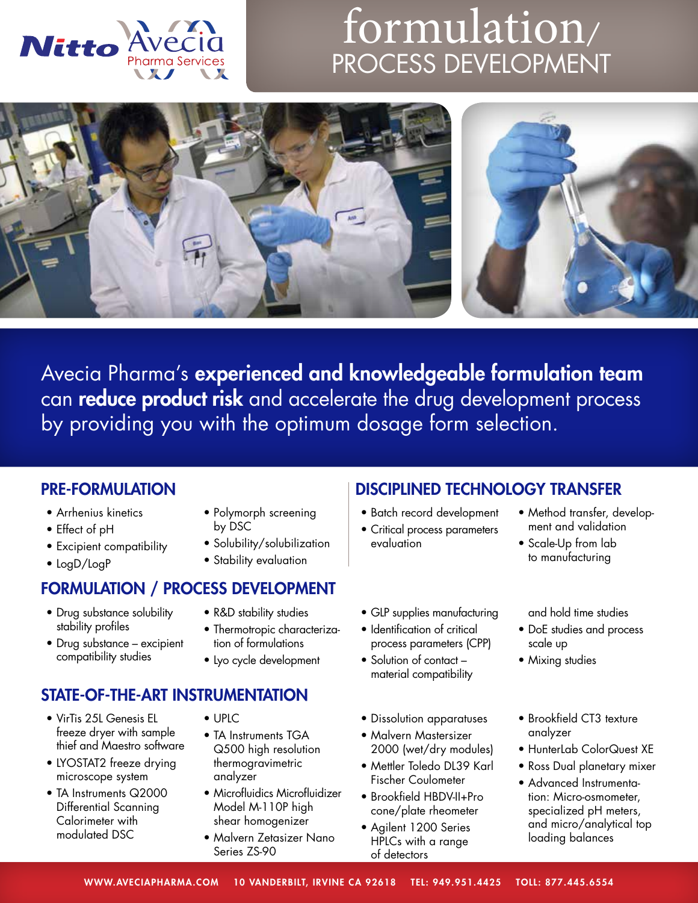# formulation/ PROCESS DEVELOPMENT

Avecia Pharma's **experienced and knowledgeable formulation team** can **reduce product risk** and accelerate the drug development process by providing you with the optimum dosage form selection.

## PRE-FORMULATION

- Arrhenius kinetics
- Effect of pH
- Excipient compatibility
- LogD/LogP
- Polymorph screening by DSC
- Solubility/solubilization
- Stability evaluation

## DISCIPLINED TECHNOLOGY TRANSFER

- Batch record development
- Critical process parameters evaluation
- Method transfer, development and validation
- Scale-Up from lab to manufacturing

## FORMULATION / PROCESS DEVELOPMENT

- Drug substance solubility stability profiles
- Drug substance – excipient compatibility studies
- R&D stability studies
- Thermotropic characterization of formulations
- Lyo cycle development
- GLP supplies manufacturing
- Identification of critical process parameters (CPP)
- Solution of contact – material compatibility and hold time studies
- DoE studies and process scale up
- Mixing studies

## STATE-OF-THE-ART INSTRUMENTATION

- VirTis 25L Genesis EL freeze dryer with sample thief and Maestro software
- LYOSTAT2 freeze drying microscope system
- TA Instruments Q2000 Differential Scanning Calorimeter with modulated DSC
- UPLC
- TA Instruments TGA Q500 high resolution thermogravimetric analyzer
- Microfluidics Microfluidizer Model M-110P high shear homogenizer
- Malvern Zetasizer Nano Series ZS-90
- Dissolution apparatuses
- Malvern Mastersizer 2000 (wet/dry modules)
- Mettler Toledo DL39 Karl Fischer Coulometer
- Brookfield HBDV-II+Pro cone/plate rheometer
- Agilent 1200 Series HPLCs with a range of detectors
- Brookfield CT3 texture analyzer
- HunterLab ColorQuest XE
- Ross Dual planetary mixer
- Advanced Instrumentation: Micro-osmometer, specialized pH meters, and micro/analytical top loading balances

WWW.AVECIAPHARMA.COM 10 VANDERBILT, IRVINE CA 92618 TEL: 949.951.4425 TOLL: 877.445.6554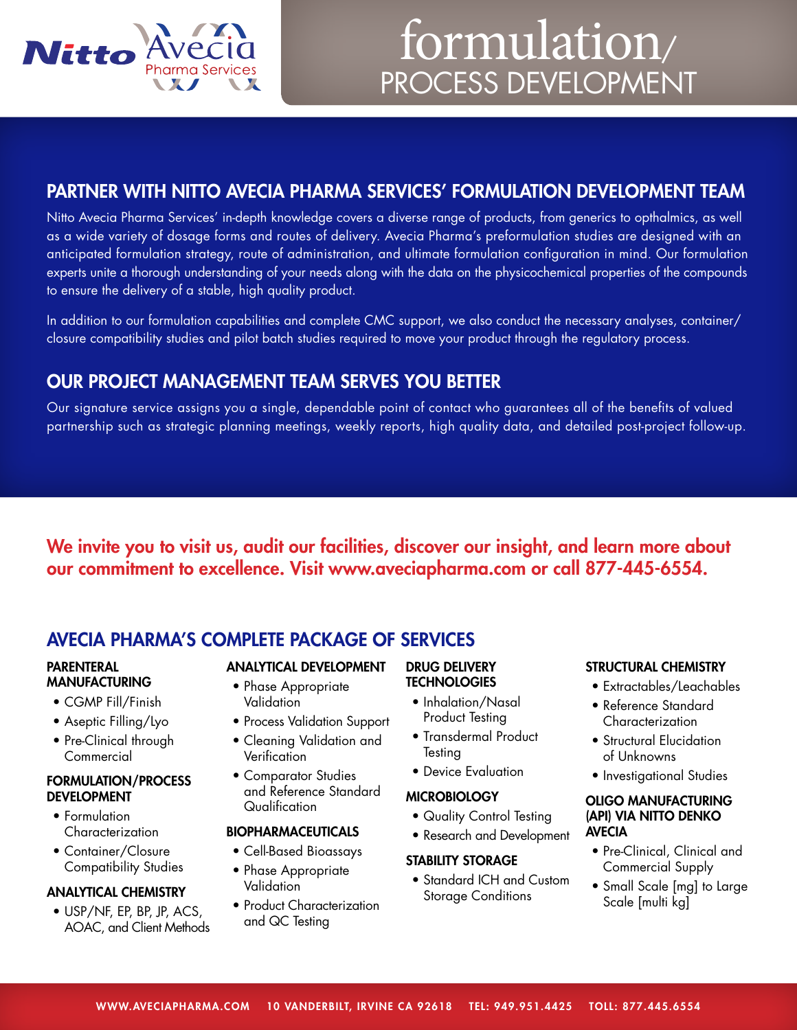Nitto Avecia Pharma Services

# formulation/ PROCESS DEVELOPMENT

## PARTNER WITH NITTO AVECIA PHARMA SERVICES' FORMULATION DEVELOPMENT TEAM

Nitto Avecia Pharma Services' in-depth knowledge covers a diverse range of products, from generics to opthalmics, as well as a wide variety of dosage forms and routes of delivery. Avecia Pharma's preformulation studies are designed with an anticipated formulation strategy, route of administration, and ultimate formulation configuration in mind. Our formulation experts unite a thorough understanding of your needs along with the data on the physicochemical properties of the compounds to ensure the delivery of a stable, high quality product.

In addition to our formulation capabilities and complete CMC support, we also conduct the necessary analyses, container/closure compatibility studies and pilot batch studies required to move your product through the regulatory process.

## OUR PROJECT MANAGEMENT TEAM SERVES YOU BETTER

Our signature service assigns you a single, dependable point of contact who guarantees all of the benefits of valued partnership such as strategic planning meetings, weekly reports, high quality data, and detailed post-project follow-up.

**We invite you to visit us, audit our facilities, discover our insight, and learn more about our commitment to excellence. Visit www.aveciapharma.com or call 877-445-6554.**

## AVECIA PHARMA'S COMPLETE PACKAGE OF SERVICES

### PARENTERAL MANUFACTURING

- CGMP Fill/Finish
- Aseptic Filling/Lyo
- Pre-Clinical through Commercial

### FORMULATION/PROCESS DEVELOPMENT

- Formulation Characterization
- Container/Closure Compatibility Studies

### ANALYTICAL CHEMISTRY

- USP/NF, EP, BP, JP, ACS, AOAC, and Client Methods

### ANALYTICAL DEVELOPMENT

- Phase Appropriate Validation
- Process Validation Support
- Cleaning Validation and Verification
- Comparator Studies and Reference Standard Qualification

### BIOPHARMACEUTICALS

- Cell-Based Bioassays
- Phase Appropriate Validation
- Product Characterization and QC Testing

### DRUG DELIVERY TECHNOLOGIES

- Inhalation/Nasal Product Testing
- Transdermal Product Testing
- Device Evaluation

### MICROBIOLOGY

- Quality Control Testing
- Research and Development

### STABILITY STORAGE

- Standard ICH and Custom Storage Conditions

### STRUCTURAL CHEMISTRY

- Extractables/Leachables
- Reference Standard Characterization
- Structural Elucidation of Unknowns
- Investigational Studies

### OLIGO MANUFACTURING (API) VIA NITTO DENKO AVECIA

- Pre-Clinical, Clinical and Commercial Supply
- Small Scale [mg] to Large Scale [multi kg]

WWW.AVECIAPHARMA.COM 10 VANDERBILT, IRVINE CA 92618 TEL: 949.951.4425 TOLL: 877.445.6554